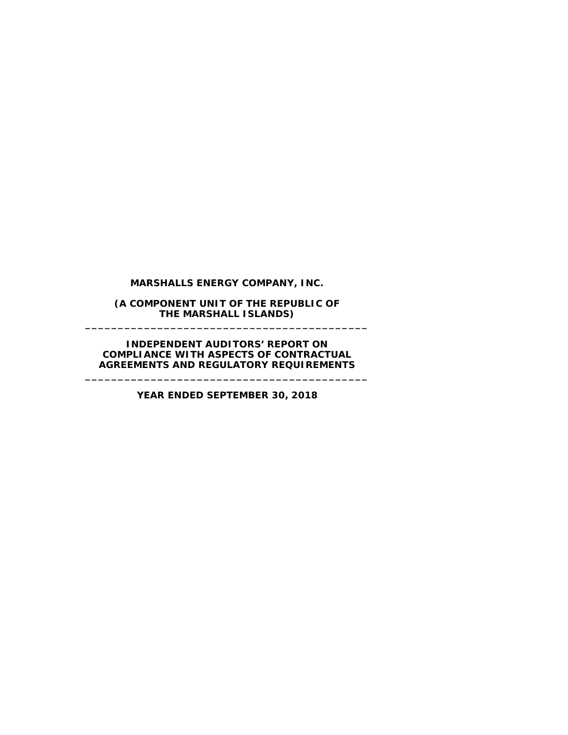# MARSHALLS ENERGY COMPANY, INC.

**(A COMPONENT UNIT OF THE REPUBLIC OF THE MARSHALL ISLANDS)**

---

**INDEPENDENT AUDITORS' REPORT ON COMPLIANCE WITH ASPECTS OF CONTRACTUAL AGREEMENTS AND REGULATORY REQUIREMENTS**

---

**YEAR ENDED SEPTEMBER 30, 2018**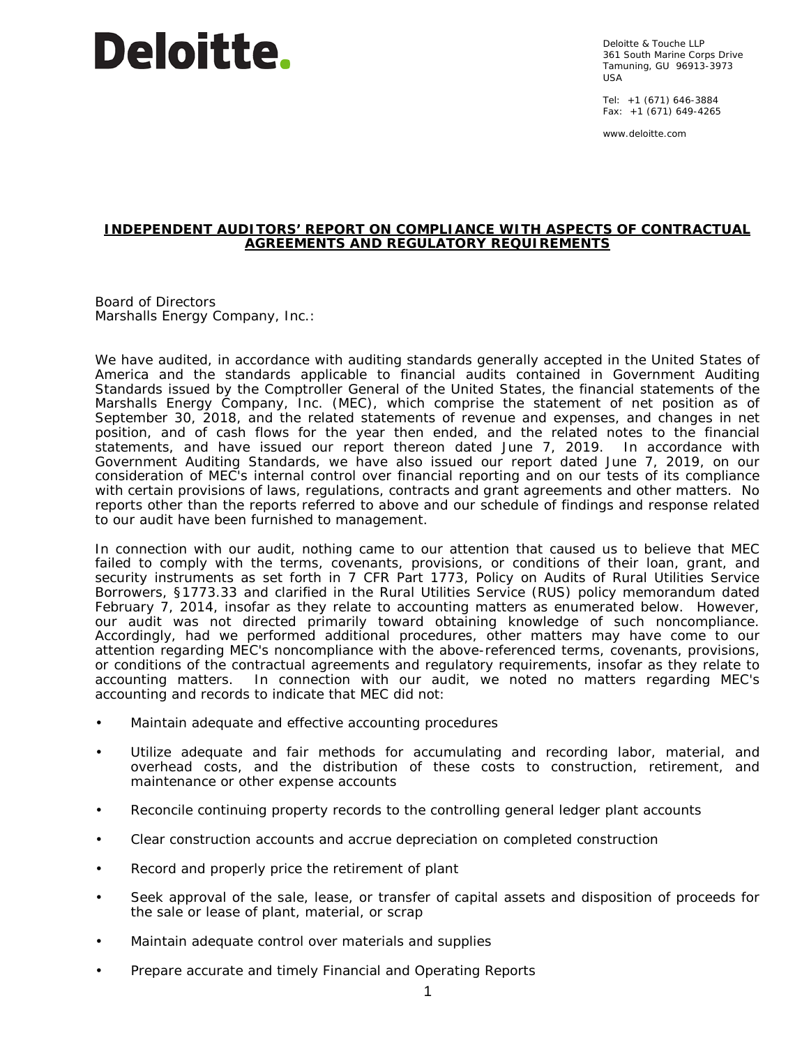Deloitte & Touche LLP
361 South Marine Corps Drive
Tamuning, GU 96913-3973
USA

Tel: +1 (671) 646-3884
Fax: +1 (671) 649-4265

www.deloitte.com

## INDEPENDENT AUDITORS' REPORT ON COMPLIANCE WITH ASPECTS OF CONTRACTUAL AGREEMENTS AND REGULATORY REQUIREMENTS

Board of Directors
Marshalls Energy Company, Inc.:

We have audited, in accordance with auditing standards generally accepted in the United States of America and the standards applicable to financial audits contained in Government Auditing Standards issued by the Comptroller General of the United States, the financial statements of the Marshalls Energy Company, Inc. (MEC), which comprise the statement of net position as of September 30, 2018, and the related statements of revenue and expenses, and changes in net position, and of cash flows for the year then ended, and the related notes to the financial statements, and have issued our report thereon dated June 7, 2019. In accordance with Government Auditing Standards, we have also issued our report dated June 7, 2019, on our consideration of MEC's internal control over financial reporting and on our tests of its compliance with certain provisions of laws, regulations, contracts and grant agreements and other matters. No reports other than the reports referred to above and our schedule of findings and response related to our audit have been furnished to management.

In connection with our audit, nothing came to our attention that caused us to believe that MEC failed to comply with the terms, covenants, provisions, or conditions of their loan, grant, and security instruments as set forth in 7 CFR Part 1773, Policy on Audits of Rural Utilities Service Borrowers, §1773.33 and clarified in the Rural Utilities Service (RUS) policy memorandum dated February 7, 2014, insofar as they relate to accounting matters as enumerated below. However, our audit was not directed primarily toward obtaining knowledge of such noncompliance. Accordingly, had we performed additional procedures, other matters may have come to our attention regarding MEC's noncompliance with the above-referenced terms, covenants, provisions, or conditions of the contractual agreements and regulatory requirements, insofar as they relate to accounting matters. In connection with our audit, we noted no matters regarding MEC's accounting and records to indicate that MEC did not:

- Maintain adequate and effective accounting procedures
- Utilize adequate and fair methods for accumulating and recording labor, material, and overhead costs, and the distribution of these costs to construction, retirement, and maintenance or other expense accounts
- Reconcile continuing property records to the controlling general ledger plant accounts
- Clear construction accounts and accrue depreciation on completed construction
- Record and properly price the retirement of plant
- Seek approval of the sale, lease, or transfer of capital assets and disposition of proceeds for the sale or lease of plant, material, or scrap
- Maintain adequate control over materials and supplies
- Prepare accurate and timely Financial and Operating Reports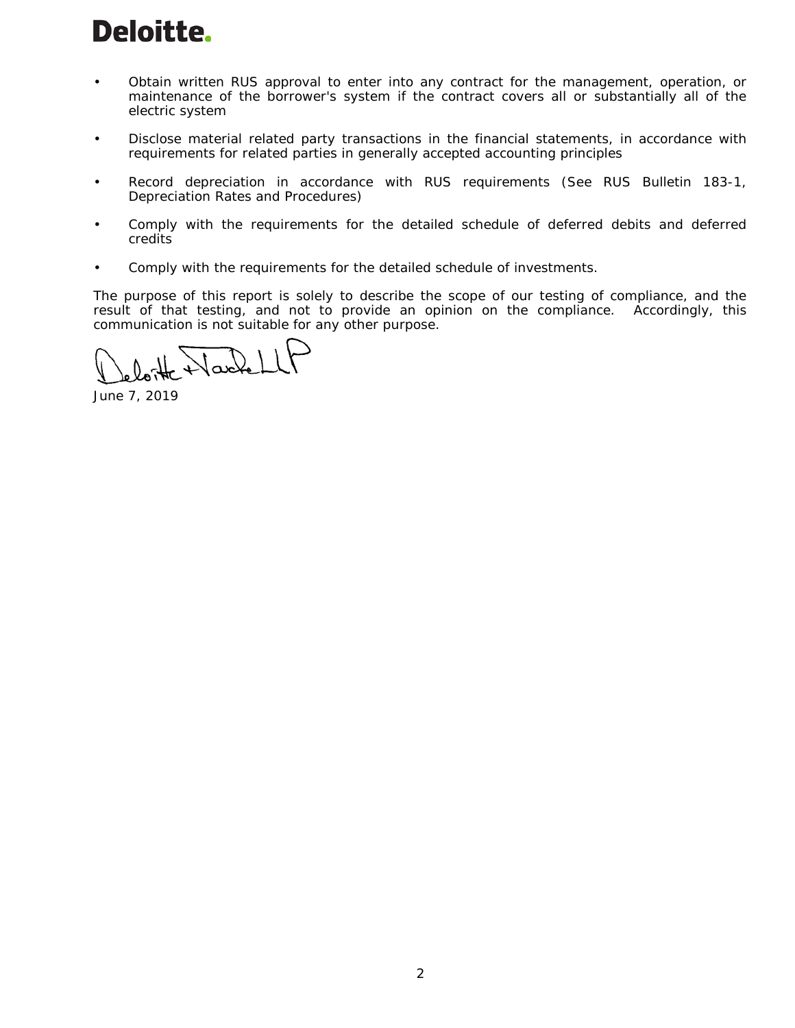- Obtain written RUS approval to enter into any contract for the management, operation, or maintenance of the borrower's system if the contract covers all or substantially all of the electric system
- Disclose material related party transactions in the financial statements, in accordance with requirements for related parties in generally accepted accounting principles
- Record depreciation in accordance with RUS requirements (See RUS Bulletin 183-1, Depreciation Rates and Procedures)
- Comply with the requirements for the detailed schedule of deferred debits and deferred credits
- Comply with the requirements for the detailed schedule of investments.

The purpose of this report is solely to describe the scope of our testing of compliance, and the result of that testing, and not to provide an opinion on the compliance. Accordingly, this communication is not suitable for any other purpose.

Deloitte & Touche LLP

June 7, 2019